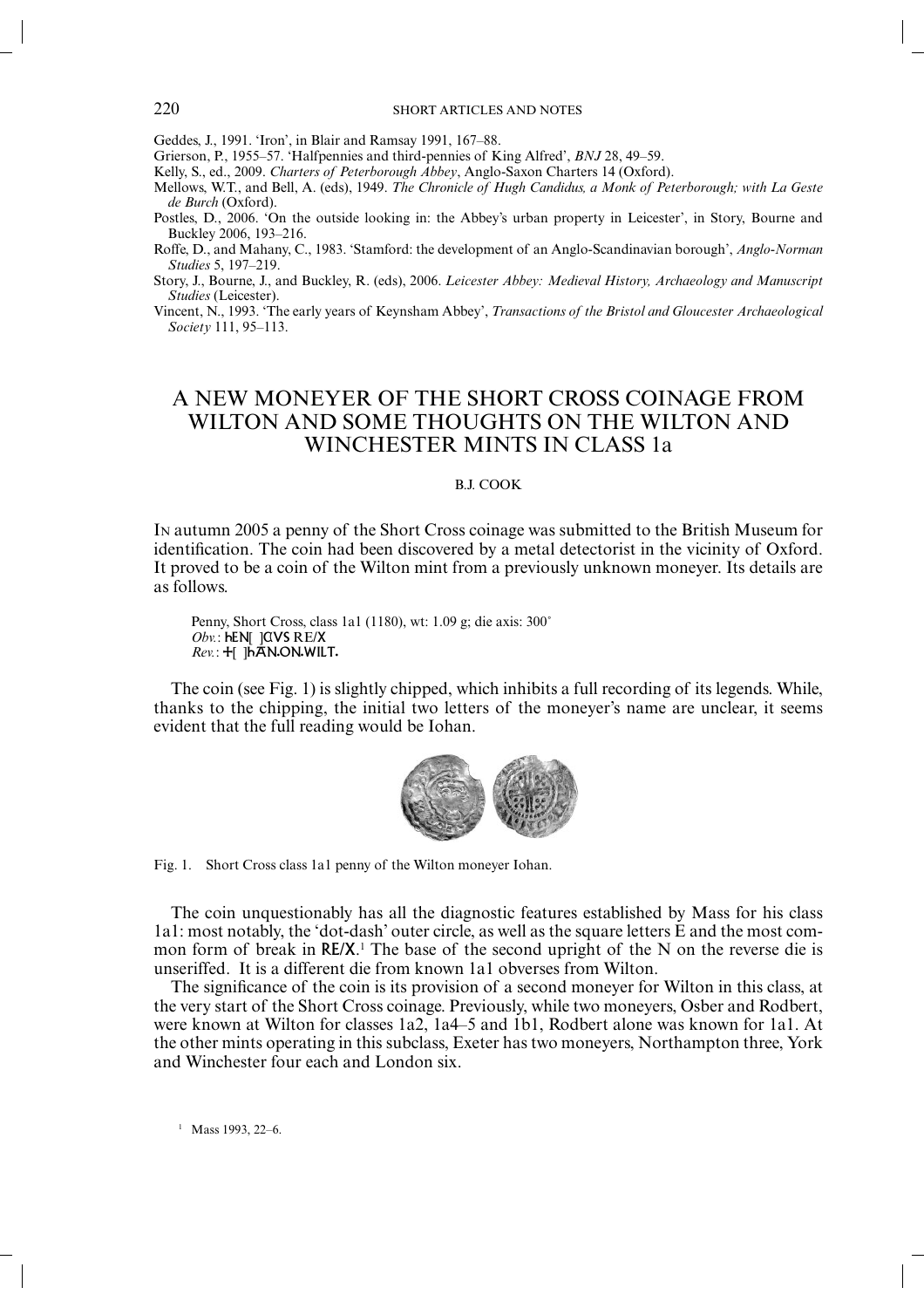Geddes, J., 1991. 'Iron', in Blair and Ramsay 1991, 167–88.

Grierson, P., 1955–57. 'Halfpennies and third-pennies of King Alfred', *BNJ* 28, 49–59.

Kelly, S., ed., 2009. *Charters of Peterborough Abbey*, Anglo-Saxon Charters 14 (Oxford).

Mellows, W.T., and Bell, A. (eds), 1949. *The Chronicle of Hugh Candidus, a Monk of Peterborough; with La Geste de Burch* (Oxford).

Postles, D., 2006. 'On the outside looking in: the Abbey's urban property in Leicester', in Story, Bourne and Buckley 2006, 193–216.

Roffe, D., and Mahany, C., 1983. 'Stamford: the development of an Anglo-Scandinavian borough', *Anglo-Norman Studies* 5, 197–219.

Story, J., Bourne, J., and Buckley, R. (eds), 2006. *Leicester Abbey: Medieval History, Archaeology and Manuscript Studies* (Leicester).

Vincent, N., 1993. 'The early years of Keynsham Abbey', *Transactions of the Bristol and Gloucester Archaeological Society* 111, 95–113.

# A NEW MONEYER OF THE SHORT CROSS COINAGE FROM WILTON AND SOME THOUGHTS ON THE WILTON AND WINCHESTER MINTS IN CLASS 1a

B.J. COOK

In autumn 2005 a penny of the Short Cross coinage was submitted to the British Museum for identification. The coin had been discovered by a metal detectorist in the vicinity of Oxford. It proved to be a coin of the Wilton mint from a previously unknown moneyer. Its details are as follows.

> Penny, Short Cross, class 1a1 (1180), wt: 1.09 g; die axis: 300°
> *Obv.*: hEN[ ] CVS RE/X
> *Rev.*: +[ ]hĀN.ON.WILT.

The coin (see Fig. 1) is slightly chipped, which inhibits a full recording of its legends. While, thanks to the chipping, the initial two letters of the moneyer's name are unclear, it seems evident that the full reading would be Iohan.

Fig. 1. Short Cross class 1a1 penny of the Wilton moneyer Iohan.

The coin unquestionably has all the diagnostic features established by Mass for his class 1a1: most notably, the 'dot-dash' outer circle, as well as the square letters E and the most common form of break in RE/X.[1] The base of the second upright of the N on the reverse die is unseriffed. It is a different die from known 1a1 obverses from Wilton.

The significance of the coin is its provision of a second moneyer for Wilton in this class, at the very start of the Short Cross coinage. Previously, while two moneyers, Osber and Rodbert, were known at Wilton for classes 1a2, 1a4–5 and 1b1, Rodbert alone was known for 1a1. At the other mints operating in this subclass, Exeter has two moneyers, Northampton three, York and Winchester four each and London six.

[1] Mass 1993, 22–6.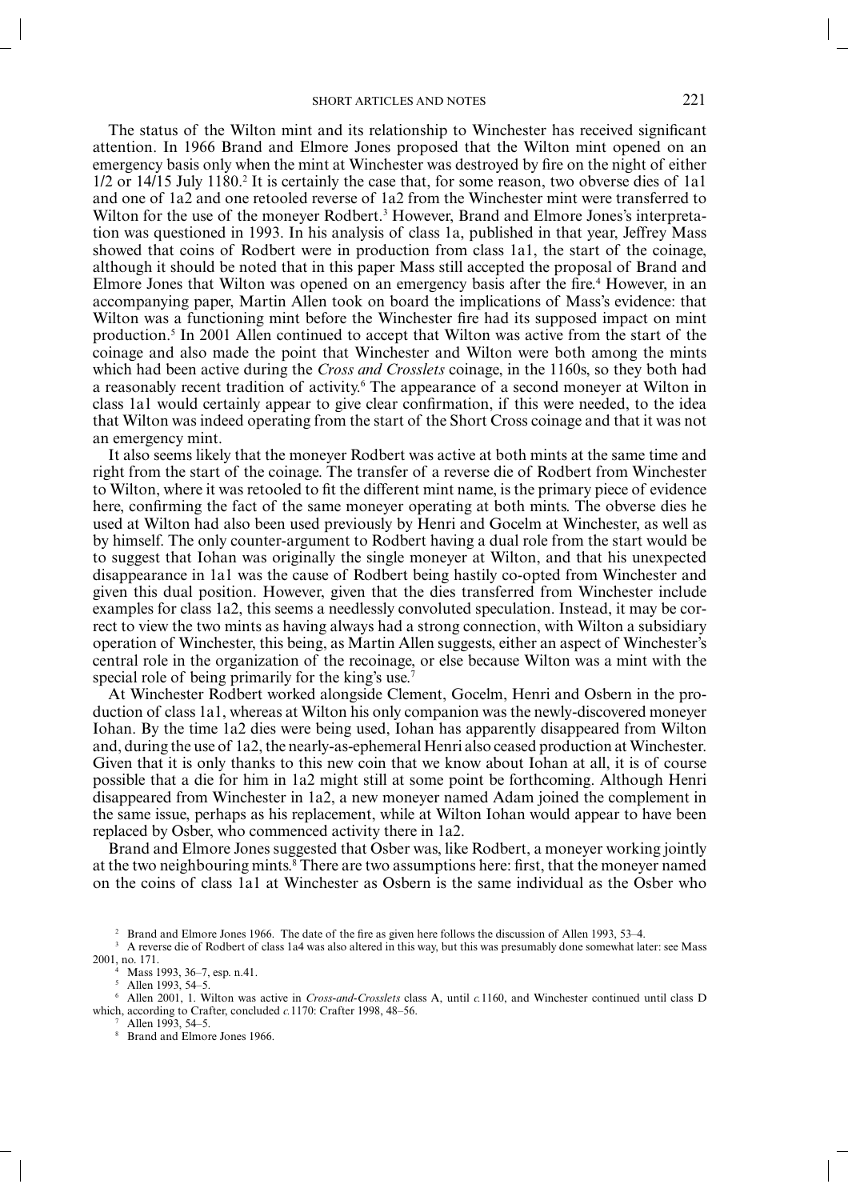The status of the Wilton mint and its relationship to Winchester has received significant attention. In 1966 Brand and Elmore Jones proposed that the Wilton mint opened on an emergency basis only when the mint at Winchester was destroyed by fire on the night of either 1/2 or 14/15 July 1180.[2] It is certainly the case that, for some reason, two obverse dies of 1a1 and one of 1a2 and one retooled reverse of 1a2 from the Winchester mint were transferred to Wilton for the use of the moneyer Rodbert.[3] However, Brand and Elmore Jones's interpretation was questioned in 1993. In his analysis of class 1a, published in that year, Jeffrey Mass showed that coins of Rodbert were in production from class 1a1, the start of the coinage, although it should be noted that in this paper Mass still accepted the proposal of Brand and Elmore Jones that Wilton was opened on an emergency basis after the fire.[4] However, in an accompanying paper, Martin Allen took on board the implications of Mass's evidence: that Wilton was a functioning mint before the Winchester fire had its supposed impact on mint production.[5] In 2001 Allen continued to accept that Wilton was active from the start of the coinage and also made the point that Winchester and Wilton were both among the mints which had been active during the *Cross and Crosslets* coinage, in the 1160s, so they both had a reasonably recent tradition of activity.[6] The appearance of a second moneyer at Wilton in class 1a1 would certainly appear to give clear confirmation, if this were needed, to the idea that Wilton was indeed operating from the start of the Short Cross coinage and that it was not an emergency mint.

It also seems likely that the moneyer Rodbert was active at both mints at the same time and right from the start of the coinage. The transfer of a reverse die of Rodbert from Winchester to Wilton, where it was retooled to fit the different mint name, is the primary piece of evidence here, confirming the fact of the same moneyer operating at both mints. The obverse dies he used at Wilton had also been used previously by Henri and Gocelm at Winchester, as well as by himself. The only counter-argument to Rodbert having a dual role from the start would be to suggest that Iohan was originally the single moneyer at Wilton, and that his unexpected disappearance in 1a1 was the cause of Rodbert being hastily co-opted from Winchester and given this dual position. However, given that the dies transferred from Winchester include examples for class 1a2, this seems a needlessly convoluted speculation. Instead, it may be correct to view the two mints as having always had a strong connection, with Wilton a subsidiary operation of Winchester, this being, as Martin Allen suggests, either an aspect of Winchester's central role in the organization of the recoinage, or else because Wilton was a mint with the special role of being primarily for the king's use.[7]

At Winchester Rodbert worked alongside Clement, Gocelm, Henri and Osbern in the production of class 1a1, whereas at Wilton his only companion was the newly-discovered moneyer Iohan. By the time 1a2 dies were being used, Iohan has apparently disappeared from Wilton and, during the use of 1a2, the nearly-as-ephemeral Henri also ceased production at Winchester. Given that it is only thanks to this new coin that we know about Iohan at all, it is of course possible that a die for him in 1a2 might still at some point be forthcoming. Although Henri disappeared from Winchester in 1a2, a new moneyer named Adam joined the complement in the same issue, perhaps as his replacement, while at Wilton Iohan would appear to have been replaced by Osber, who commenced activity there in 1a2.

Brand and Elmore Jones suggested that Osber was, like Rodbert, a moneyer working jointly at the two neighbouring mints.[8] There are two assumptions here: first, that the moneyer named on the coins of class 1a1 at Winchester as Osbern is the same individual as the Osber who

---

[2] Brand and Elmore Jones 1966. The date of the fire as given here follows the discussion of Allen 1993, 53–4.

[3] A reverse die of Rodbert of class 1a4 was also altered in this way, but this was presumably done somewhat later: see Mass 2001, no. 171.

[4] Mass 1993, 36–7, esp. n.41.

[5] Allen 1993, 54–5.

[6] Allen 2001, 1. Wilton was active in *Cross-and-Crosslets* class A, until *c.*1160, and Winchester continued until class D which, according to Crafter, concluded *c.*1170: Crafter 1998, 48–56.

[7] Allen 1993, 54–5.

[8] Brand and Elmore Jones 1966.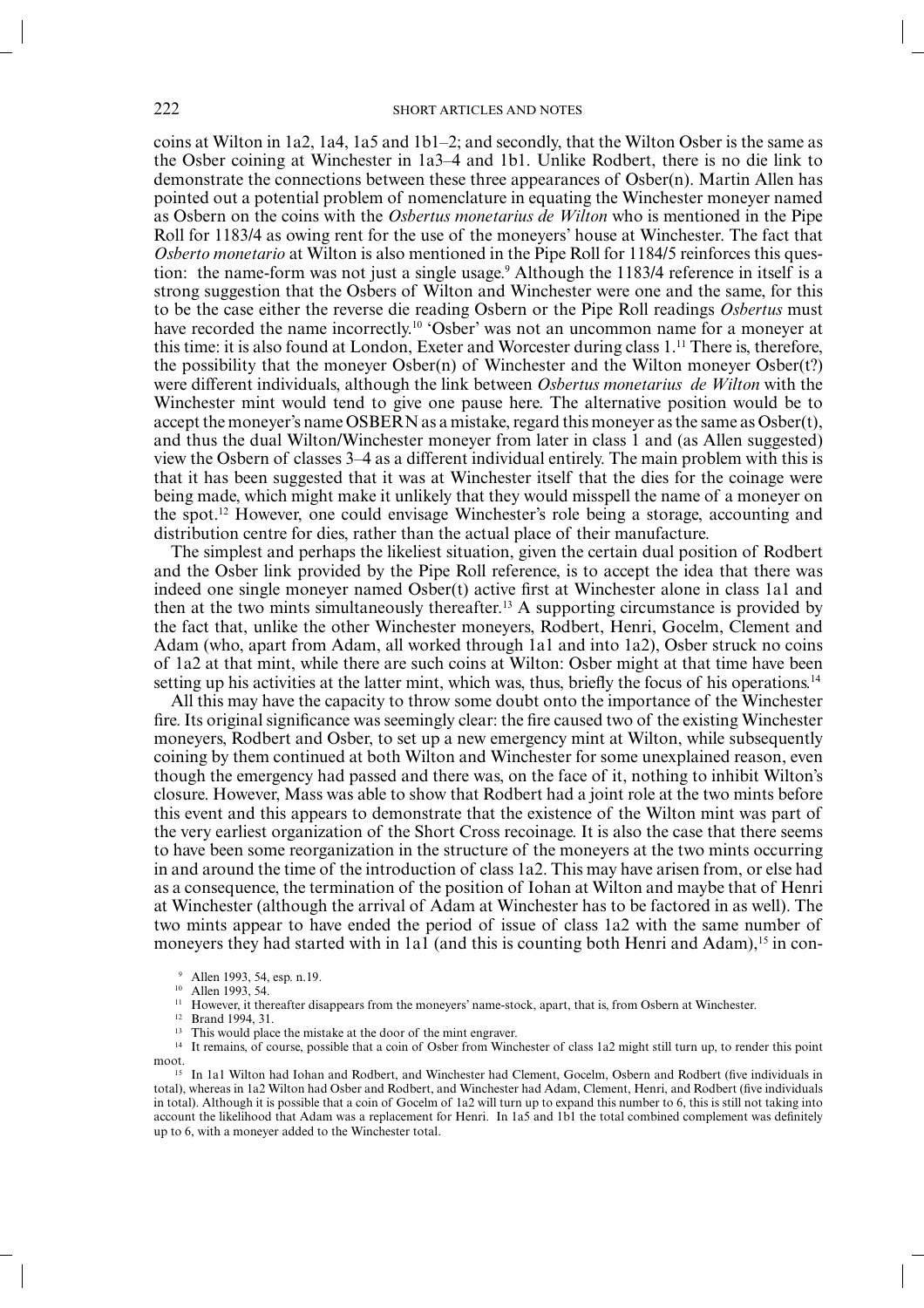coins at Wilton in 1a2, 1a4, 1a5 and 1b1–2; and secondly, that the Wilton Osber is the same as the Osber coining at Winchester in 1a3–4 and 1b1. Unlike Rodbert, there is no die link to demonstrate the connections between these three appearances of Osber(n). Martin Allen has pointed out a potential problem of nomenclature in equating the Winchester moneyer named as Osbern on the coins with the *Osbertus monetarius de Wilton* who is mentioned in the Pipe Roll for 1183/4 as owing rent for the use of the moneyers' house at Winchester. The fact that *Osberto monetario* at Wilton is also mentioned in the Pipe Roll for 1184/5 reinforces this question: the name-form was not just a single usage.[9] Although the 1183/4 reference in itself is a strong suggestion that the Osbers of Wilton and Winchester were one and the same, for this to be the case either the reverse die reading Osbern or the Pipe Roll readings *Osbertus* must have recorded the name incorrectly.[10] 'Osber' was not an uncommon name for a moneyer at this time: it is also found at London, Exeter and Worcester during class 1.[11] There is, therefore, the possibility that the moneyer Osber(n) of Winchester and the Wilton moneyer Osber(t?) were different individuals, although the link between *Osbertus monetarius de Wilton* with the Winchester mint would tend to give one pause here. The alternative position would be to accept the moneyer's name OSBERN as a mistake, regard this moneyer as the same as Osber(t), and thus the dual Wilton/Winchester moneyer from later in class 1 and (as Allen suggested) view the Osbern of classes 3–4 as a different individual entirely. The main problem with this is that it has been suggested that it was at Winchester itself that the dies for the coinage were being made, which might make it unlikely that they would misspell the name of a moneyer on the spot.[12] However, one could envisage Winchester's role being a storage, accounting and distribution centre for dies, rather than the actual place of their manufacture.

The simplest and perhaps the likeliest situation, given the certain dual position of Rodbert and the Osber link provided by the Pipe Roll reference, is to accept the idea that there was indeed one single moneyer named Osber(t) active first at Winchester alone in class 1a1 and then at the two mints simultaneously thereafter.[13] A supporting circumstance is provided by the fact that, unlike the other Winchester moneyers, Rodbert, Henri, Gocelm, Clement and Adam (who, apart from Adam, all worked through 1a1 and into 1a2), Osber struck no coins of 1a2 at that mint, while there are such coins at Wilton: Osber might at that time have been setting up his activities at the latter mint, which was, thus, briefly the focus of his operations.[14]

All this may have the capacity to throw some doubt onto the importance of the Winchester fire. Its original significance was seemingly clear: the fire caused two of the existing Winchester moneyers, Rodbert and Osber, to set up a new emergency mint at Wilton, while subsequently coining by them continued at both Wilton and Winchester for some unexplained reason, even though the emergency had passed and there was, on the face of it, nothing to inhibit Wilton's closure. However, Mass was able to show that Rodbert had a joint role at the two mints before this event and this appears to demonstrate that the existence of the Wilton mint was part of the very earliest organization of the Short Cross recoinage. It is also the case that there seems to have been some reorganization in the structure of the moneyers at the two mints occurring in and around the time of the introduction of class 1a2. This may have arisen from, or else had as a consequence, the termination of the position of Iohan at Wilton and maybe that of Henri at Winchester (although the arrival of Adam at Winchester has to be factored in as well). The two mints appear to have ended the period of issue of class 1a2 with the same number of moneyers they had started with in 1a1 (and this is counting both Henri and Adam),[15] in con-

[9] Allen 1993, 54, esp. n.19.

[10] Allen 1993, 54.

[11] However, it thereafter disappears from the moneyers' name-stock, apart, that is, from Osbern at Winchester.

[12] Brand 1994, 31.

[13] This would place the mistake at the door of the mint engraver.

[14] It remains, of course, possible that a coin of Osber from Winchester of class 1a2 might still turn up, to render this point moot.

[15] In 1a1 Wilton had Iohan and Rodbert, and Winchester had Clement, Gocelm, Osbern and Rodbert (five individuals in total), whereas in 1a2 Wilton had Osber and Rodbert, and Winchester had Adam, Clement, Henri, and Rodbert (five individuals in total). Although it is possible that a coin of Gocelm of 1a2 will turn up to expand this number to 6, this is still not taking into account the likelihood that Adam was a replacement for Henri. In 1a5 and 1b1 the total combined complement was definitely up to 6, with a moneyer added to the Winchester total.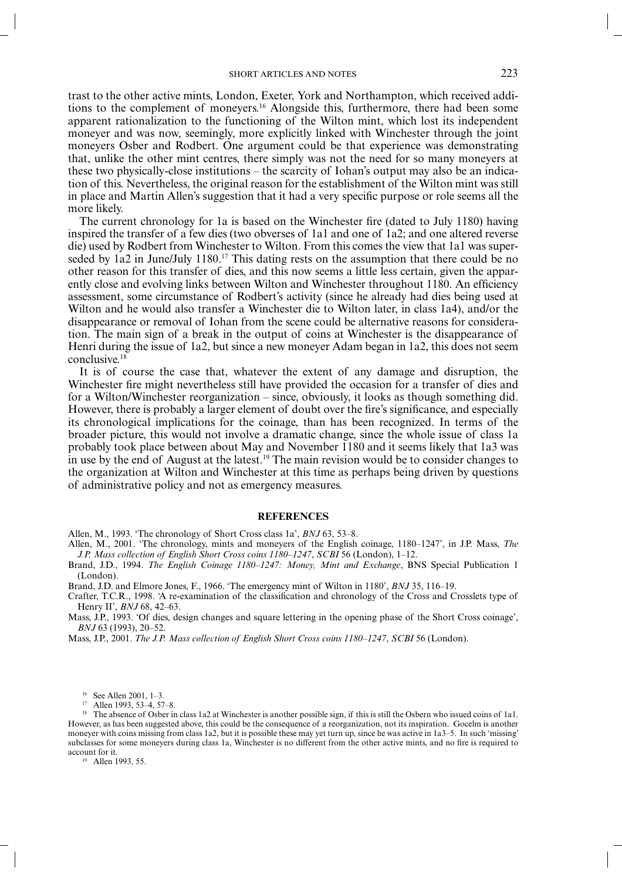trast to the other active mints, London, Exeter, York and Northampton, which received additions to the complement of moneyers.[16] Alongside this, furthermore, there had been some apparent rationalization to the functioning of the Wilton mint, which lost its independent moneyer and was now, seemingly, more explicitly linked with Winchester through the joint moneyers Osber and Rodbert. One argument could be that experience was demonstrating that, unlike the other mint centres, there simply was not the need for so many moneyers at these two physically-close institutions – the scarcity of Iohan's output may also be an indication of this. Nevertheless, the original reason for the establishment of the Wilton mint was still in place and Martin Allen's suggestion that it had a very specific purpose or role seems all the more likely.

The current chronology for 1a is based on the Winchester fire (dated to July 1180) having inspired the transfer of a few dies (two obverses of 1a1 and one of 1a2; and one altered reverse die) used by Rodbert from Winchester to Wilton. From this comes the view that 1a1 was superseded by 1a2 in June/July 1180.[17] This dating rests on the assumption that there could be no other reason for this transfer of dies, and this now seems a little less certain, given the apparently close and evolving links between Wilton and Winchester throughout 1180. An efficiency assessment, some circumstance of Rodbert's activity (since he already had dies being used at Wilton and he would also transfer a Winchester die to Wilton later, in class 1a4), and/or the disappearance or removal of Iohan from the scene could be alternative reasons for consideration. The main sign of a break in the output of coins at Winchester is the disappearance of Henri during the issue of 1a2, but since a new moneyer Adam began in 1a2, this does not seem conclusive.[18]

It is of course the case that, whatever the extent of any damage and disruption, the Winchester fire might nevertheless still have provided the occasion for a transfer of dies and for a Wilton/Winchester reorganization – since, obviously, it looks as though something did. However, there is probably a larger element of doubt over the fire's significance, and especially its chronological implications for the coinage, than has been recognized. In terms of the broader picture, this would not involve a dramatic change, since the whole issue of class 1a probably took place between about May and November 1180 and it seems likely that 1a3 was in use by the end of August at the latest.[19] The main revision would be to consider changes to the organization at Wilton and Winchester at this time as perhaps being driven by questions of administrative policy and not as emergency measures.

## REFERENCES

Allen, M., 1993. 'The chronology of Short Cross class 1a', *BNJ* 63, 53–8.

Allen, M., 2001. 'The chronology, mints and moneyers of the English coinage, 1180–1247', in J.P. Mass, *The J.P. Mass collection of English Short Cross coins 1180–1247*, *SCBI* 56 (London), 1–12.

Brand, J.D., 1994. *The English Coinage 1180–1247: Money, Mint and Exchange*, BNS Special Publication 1 (London).

Brand, J.D. and Elmore Jones, F., 1966. 'The emergency mint of Wilton in 1180', *BNJ* 35, 116–19.

Crafter, T.C.R., 1998. 'A re-examination of the classification and chronology of the Cross and Crosslets type of Henry II', *BNJ* 68, 42–63.

Mass, J.P., 1993. 'Of dies, design changes and square lettering in the opening phase of the Short Cross coinage', *BNJ* 63 (1993), 20–52.

Mass, J.P., 2001. *The J.P. Mass collection of English Short Cross coins 1180–1247*, *SCBI* 56 (London).

---

[16] See Allen 2001, 1–3.

[17] Allen 1993, 53–4, 57–8.

[18] The absence of Osber in class 1a2 at Winchester is another possible sign, if this is still the Osbern who issued coins of 1a1. However, as has been suggested above, this could be the consequence of a reorganization, not its inspiration. Gocelm is another moneyer with coins missing from class 1a2, but it is possible these may yet turn up, since he was active in 1a3–5. In such 'missing' subclasses for some moneyers during class 1a, Winchester is no different from the other active mints, and no fire is required to account for it.

[19] Allen 1993, 55.